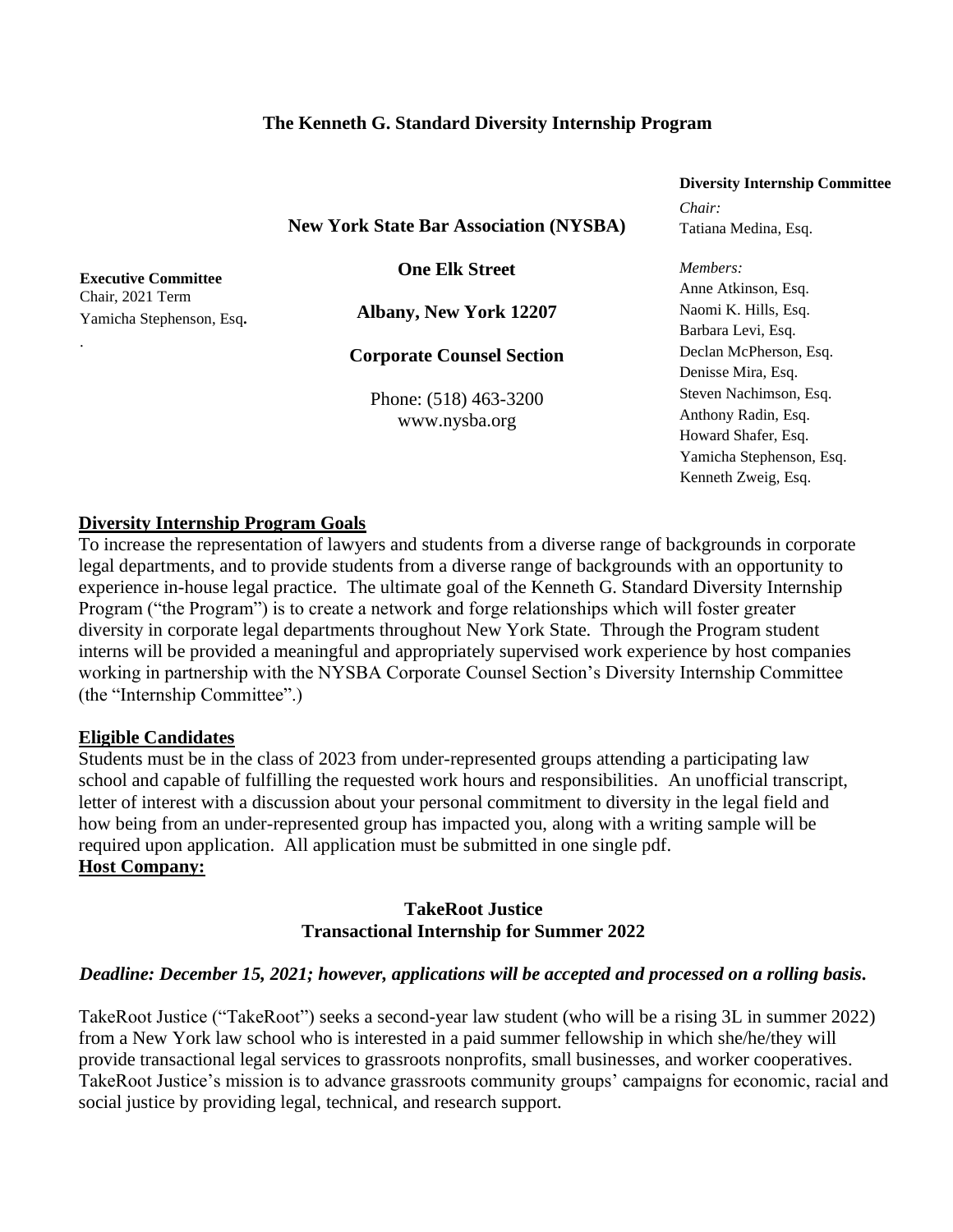# The Kenneth G. Standard Diversity Internship Program

**New York State Bar Association (NYSBA)**

**One Elk Street**

**Albany, New York 12207**

**Corporate Counsel Section**

Phone: (518) 463-3200
www.nysba.org

**Executive Committee**
Chair, 2021 Term
Yamicha Stephenson, Esq.

**Diversity Internship Committee**

*Chair:*
Tatiana Medina, Esq.

*Members:*
Anne Atkinson, Esq.
Naomi K. Hills, Esq.
Barbara Levi, Esq.
Declan McPherson, Esq.
Denisse Mira, Esq.
Steven Nachimson, Esq.
Anthony Radin, Esq.
Howard Shafer, Esq.
Yamicha Stephenson, Esq.
Kenneth Zweig, Esq.

## Diversity Internship Program Goals

To increase the representation of lawyers and students from a diverse range of backgrounds in corporate legal departments, and to provide students from a diverse range of backgrounds with an opportunity to experience in-house legal practice. The ultimate goal of the Kenneth G. Standard Diversity Internship Program ("the Program") is to create a network and forge relationships which will foster greater diversity in corporate legal departments throughout New York State. Through the Program student interns will be provided a meaningful and appropriately supervised work experience by host companies working in partnership with the NYSBA Corporate Counsel Section's Diversity Internship Committee (the "Internship Committee".)

## Eligible Candidates

Students must be in the class of 2023 from under-represented groups attending a participating law school and capable of fulfilling the requested work hours and responsibilities. An unofficial transcript, letter of interest with a discussion about your personal commitment to diversity in the legal field and how being from an under-represented group has impacted you, along with a writing sample will be required upon application. All application must be submitted in one single pdf.

## Host Company:

**TakeRoot Justice**
**Transactional Internship for Summer 2022**

***Deadline: December 15, 2021; however, applications will be accepted and processed on a rolling basis.***

TakeRoot Justice ("TakeRoot") seeks a second-year law student (who will be a rising 3L in summer 2022) from a New York law school who is interested in a paid summer fellowship in which she/he/they will provide transactional legal services to grassroots nonprofits, small businesses, and worker cooperatives. TakeRoot Justice's mission is to advance grassroots community groups' campaigns for economic, racial and social justice by providing legal, technical, and research support.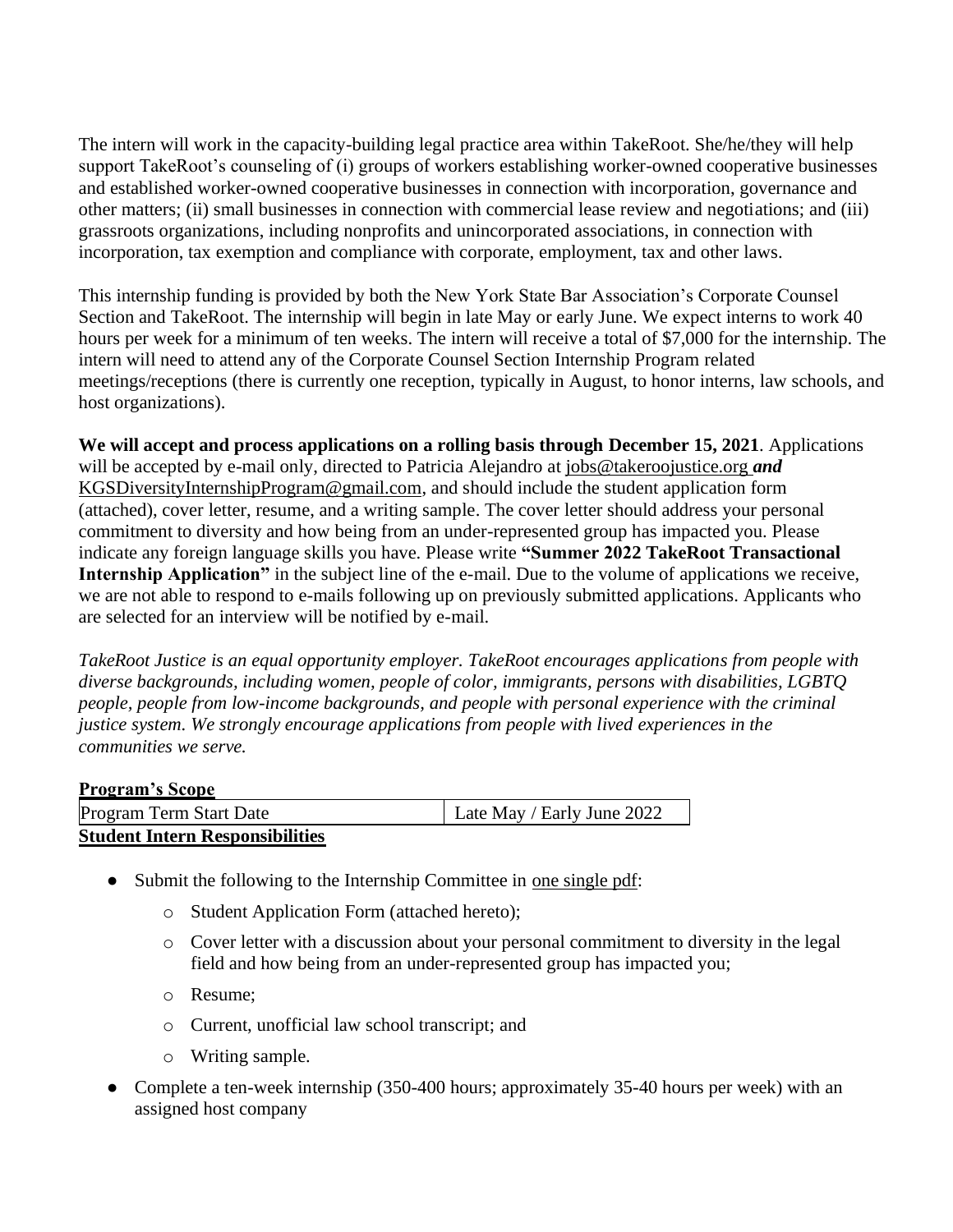The intern will work in the capacity-building legal practice area within TakeRoot. She/he/they will help support TakeRoot's counseling of (i) groups of workers establishing worker-owned cooperative businesses and established worker-owned cooperative businesses in connection with incorporation, governance and other matters; (ii) small businesses in connection with commercial lease review and negotiations; and (iii) grassroots organizations, including nonprofits and unincorporated associations, in connection with incorporation, tax exemption and compliance with corporate, employment, tax and other laws.

This internship funding is provided by both the New York State Bar Association's Corporate Counsel Section and TakeRoot. The internship will begin in late May or early June. We expect interns to work 40 hours per week for a minimum of ten weeks. The intern will receive a total of $7,000 for the internship. The intern will need to attend any of the Corporate Counsel Section Internship Program related meetings/receptions (there is currently one reception, typically in August, to honor interns, law schools, and host organizations).

**We will accept and process applications on a rolling basis through December 15, 2021**. Applications will be accepted by e-mail only, directed to Patricia Alejandro at jobs@takeroojustice.org ***and*** KGSDiversityInternshipProgram@gmail.com, and should include the student application form (attached), cover letter, resume, and a writing sample. The cover letter should address your personal commitment to diversity and how being from an under-represented group has impacted you. Please indicate any foreign language skills you have. Please write **"Summer 2022 TakeRoot Transactional Internship Application"** in the subject line of the e-mail. Due to the volume of applications we receive, we are not able to respond to e-mails following up on previously submitted applications. Applicants who are selected for an interview will be notified by e-mail.

*TakeRoot Justice is an equal opportunity employer. TakeRoot encourages applications from people with diverse backgrounds, including women, people of color, immigrants, persons with disabilities, LGBTQ people, people from low-income backgrounds, and people with personal experience with the criminal justice system. We strongly encourage applications from people with lived experiences in the communities we serve.*

**Program's Scope**

| Program Term Start Date | Late May / Early June 2022 |
|---|---|

**Student Intern Responsibilities**

- Submit the following to the Internship Committee in one single pdf:
  - Student Application Form (attached hereto);
  - Cover letter with a discussion about your personal commitment to diversity in the legal field and how being from an under-represented group has impacted you;
  - Resume;
  - Current, unofficial law school transcript; and
  - Writing sample.
- Complete a ten-week internship (350-400 hours; approximately 35-40 hours per week) with an assigned host company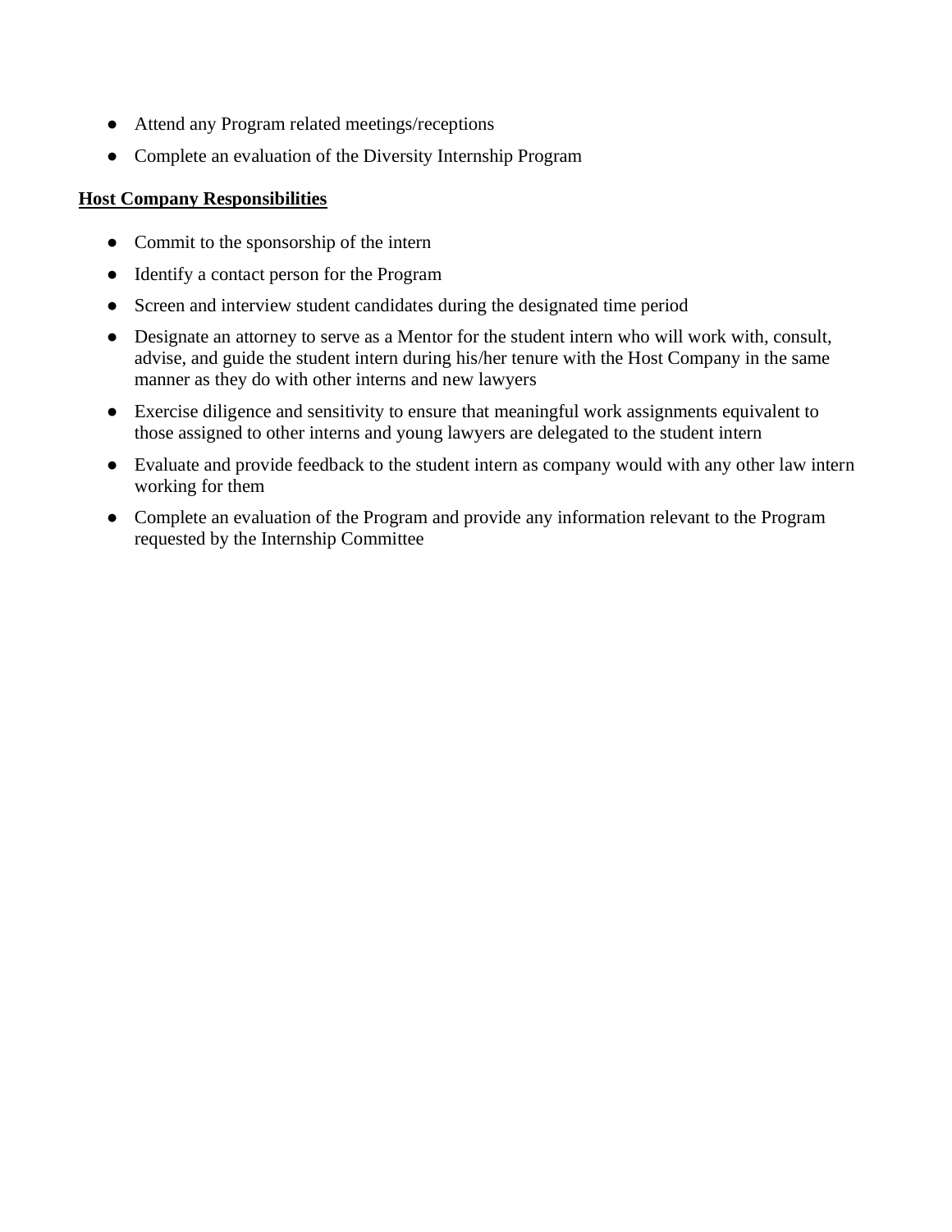- Attend any Program related meetings/receptions
- Complete an evaluation of the Diversity Internship Program

**Host Company Responsibilities**

- Commit to the sponsorship of the intern
- Identify a contact person for the Program
- Screen and interview student candidates during the designated time period
- Designate an attorney to serve as a Mentor for the student intern who will work with, consult, advise, and guide the student intern during his/her tenure with the Host Company in the same manner as they do with other interns and new lawyers
- Exercise diligence and sensitivity to ensure that meaningful work assignments equivalent to those assigned to other interns and young lawyers are delegated to the student intern
- Evaluate and provide feedback to the student intern as company would with any other law intern working for them
- Complete an evaluation of the Program and provide any information relevant to the Program requested by the Internship Committee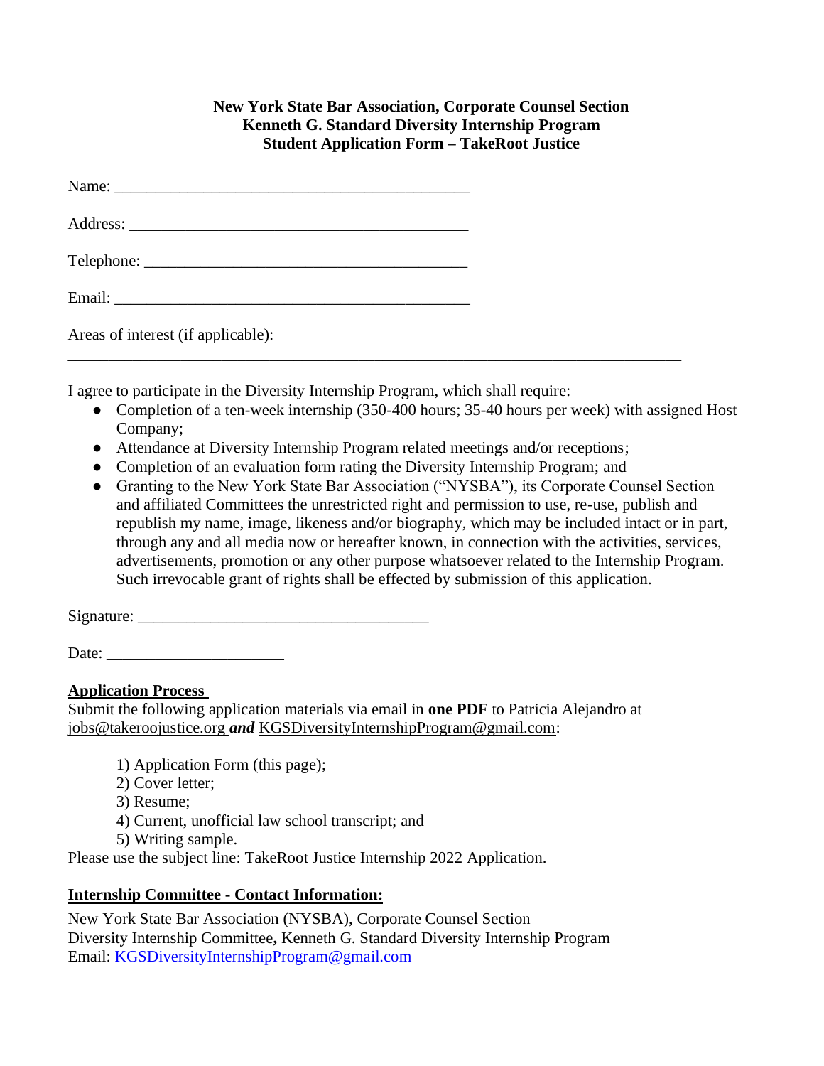**New York State Bar Association, Corporate Counsel Section**
**Kenneth G. Standard Diversity Internship Program**
**Student Application Form – TakeRoot Justice**

Name: _____________________________________________

Address: ___________________________________________

Telephone: _________________________________________

Email: _____________________________________________

Areas of interest (if applicable):
_______________________________________________________________________________

I agree to participate in the Diversity Internship Program, which shall require:

- Completion of a ten-week internship (350-400 hours; 35-40 hours per week) with assigned Host Company;
- Attendance at Diversity Internship Program related meetings and/or receptions;
- Completion of an evaluation form rating the Diversity Internship Program; and
- Granting to the New York State Bar Association ("NYSBA"), its Corporate Counsel Section and affiliated Committees the unrestricted right and permission to use, re-use, publish and republish my name, image, likeness and/or biography, which may be included intact or in part, through any and all media now or hereafter known, in connection with the activities, services, advertisements, promotion or any other purpose whatsoever related to the Internship Program. Such irrevocable grant of rights shall be effected by submission of this application.

Signature: _____________________________________

Date: ______________________

**Application Process**

Submit the following application materials via email in **one PDF** to Patricia Alejandro at jobs@takeroojustice.org ***and*** KGSDiversityInternshipProgram@gmail.com:

1) Application Form (this page);
2) Cover letter;
3) Resume;
4) Current, unofficial law school transcript; and
5) Writing sample.

Please use the subject line: TakeRoot Justice Internship 2022 Application.

**Internship Committee - Contact Information:**

New York State Bar Association (NYSBA), Corporate Counsel Section
Diversity Internship Committee**,** Kenneth G. Standard Diversity Internship Program
Email: KGSDiversityInternshipProgram@gmail.com